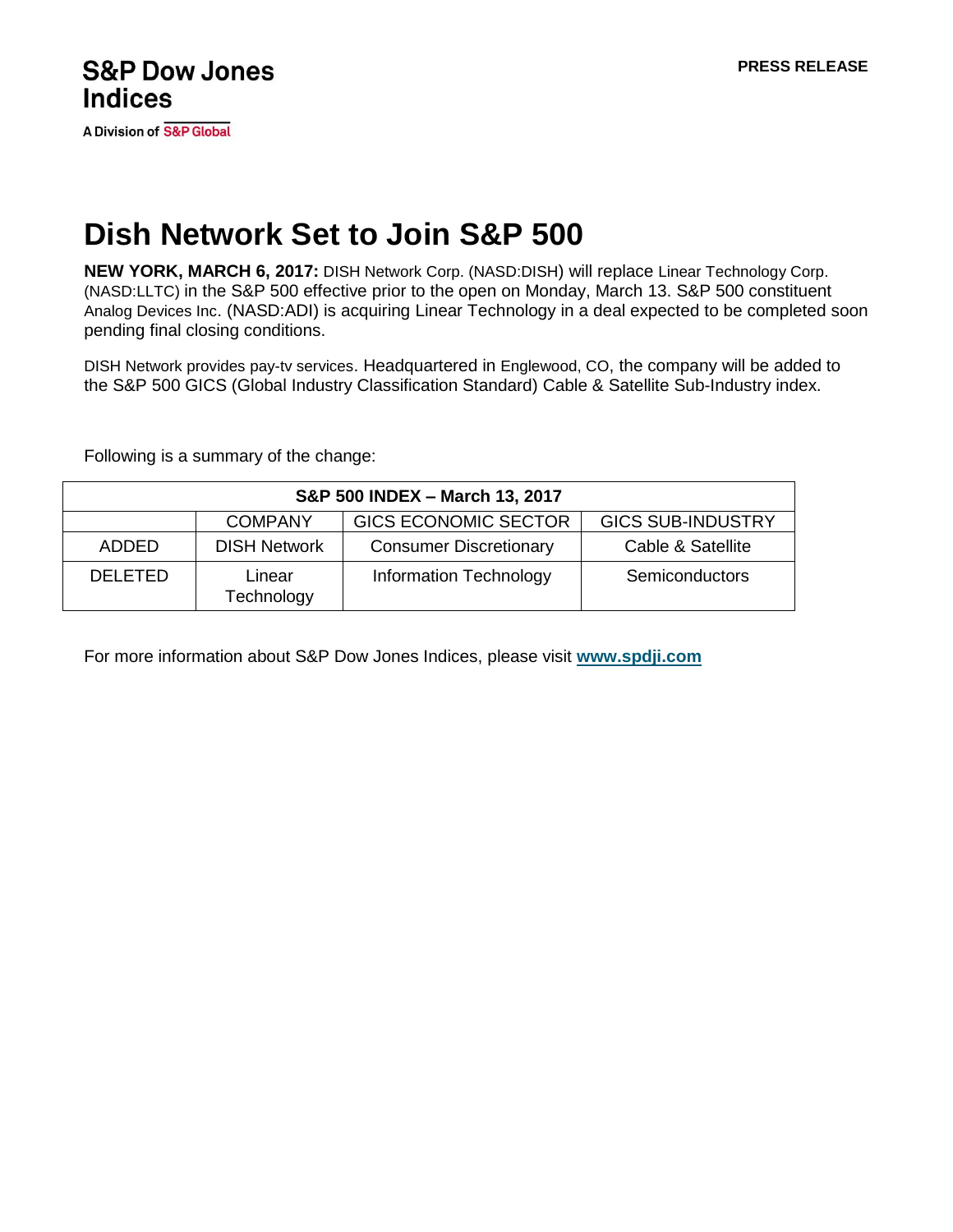**S&P Dow Jones Indices**

A Division of S&P Global

**PRESS RELEASE**

# Dish Network Set to Join S&P 500

**NEW YORK, MARCH 6, 2017:** DISH Network Corp. (NASD:DISH) will replace Linear Technology Corp. (NASD:LLTC) in the S&P 500 effective prior to the open on Monday, March 13. S&P 500 constituent Analog Devices Inc. (NASD:ADI) is acquiring Linear Technology in a deal expected to be completed soon pending final closing conditions.

DISH Network provides pay-tv services. Headquartered in Englewood, CO, the company will be added to the S&P 500 GICS (Global Industry Classification Standard) Cable & Satellite Sub-Industry index.

Following is a summary of the change:

| **S&P 500 INDEX – March 13, 2017** | | | |
|---|---|---|---|
| | COMPANY | GICS ECONOMIC SECTOR | GICS SUB-INDUSTRY |
| ADDED | DISH Network | Consumer Discretionary | Cable & Satellite |
| DELETED | Linear Technology | Information Technology | Semiconductors |

For more information about S&P Dow Jones Indices, please visit **www.spdji.com**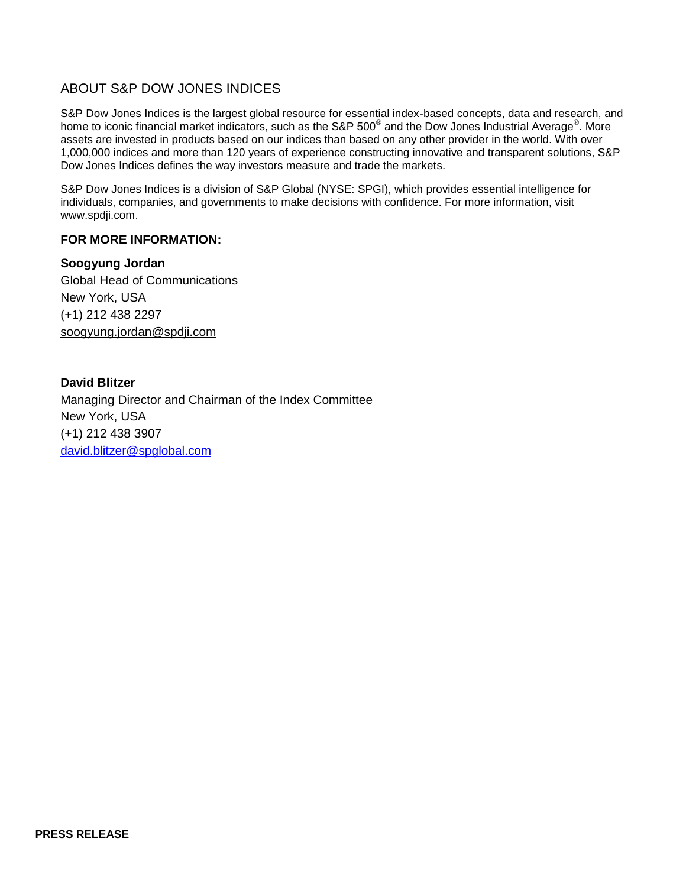## ABOUT S&P DOW JONES INDICES

S&P Dow Jones Indices is the largest global resource for essential index-based concepts, data and research, and home to iconic financial market indicators, such as the S&P 500® and the Dow Jones Industrial Average®. More assets are invested in products based on our indices than based on any other provider in the world. With over 1,000,000 indices and more than 120 years of experience constructing innovative and transparent solutions, S&P Dow Jones Indices defines the way investors measure and trade the markets.

S&P Dow Jones Indices is a division of S&P Global (NYSE: SPGI), which provides essential intelligence for individuals, companies, and governments to make decisions with confidence. For more information, visit www.spdji.com.

**FOR MORE INFORMATION:**

**Soogyung Jordan**
Global Head of Communications
New York, USA
(+1) 212 438 2297
soogyung.jordan@spdji.com

**David Blitzer**
Managing Director and Chairman of the Index Committee
New York, USA
(+1) 212 438 3907
david.blitzer@spglobal.com